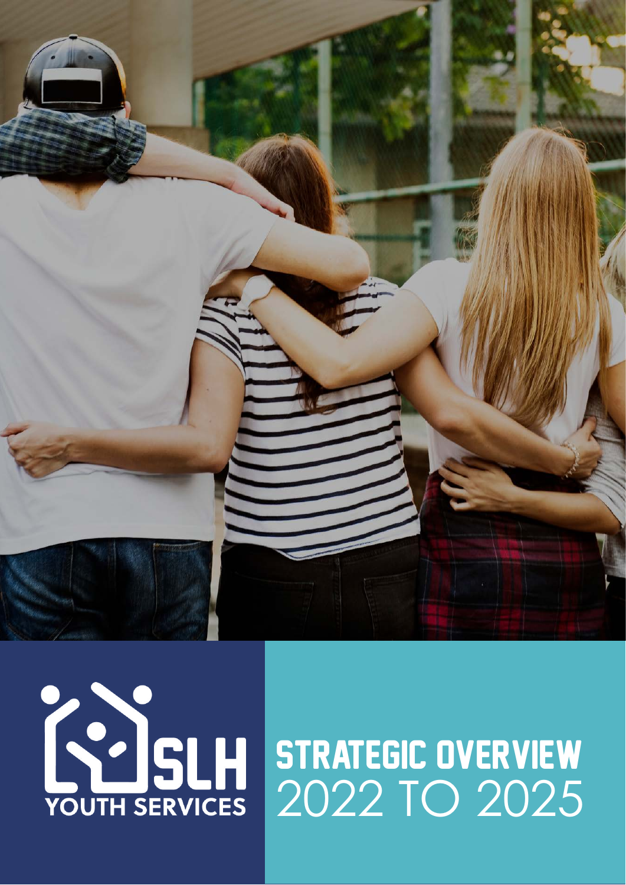SLH

YOUTH SERVICES

# STRATEGIC OVERVIEW 2022 TO 2025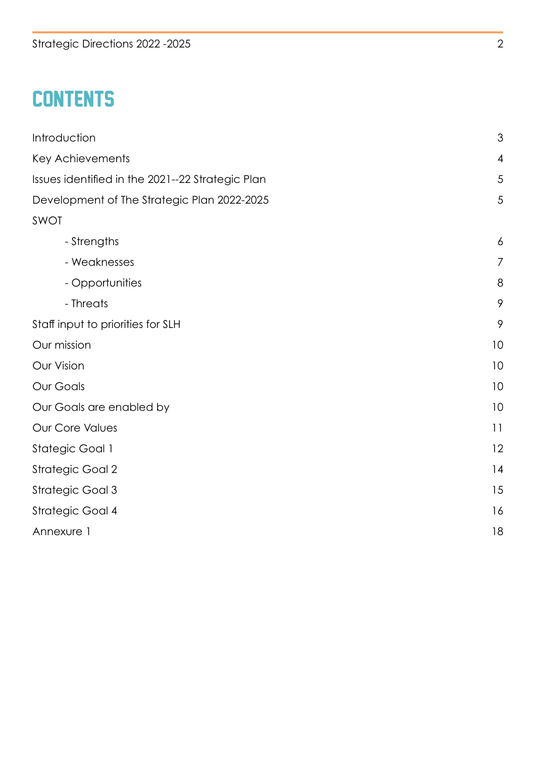# CONTENTS

| | |
|---|---|
| Introduction | 3 |
| Key Achievements | 4 |
| Issues identified in the 2021--22 Strategic Plan | 5 |
| Development of The Strategic Plan 2022-2025 | 5 |
| SWOT | |
| - Strengths | 6 |
| - Weaknesses | 7 |
| - Opportunities | 8 |
| - Threats | 9 |
| Staff input to priorities for SLH | 9 |
| Our mission | 10 |
| Our Vision | 10 |
| Our Goals | 10 |
| Our Goals are enabled by | 10 |
| Our Core Values | 11 |
| Stategic Goal 1 | 12 |
| Strategic Goal 2 | 14 |
| Strategic Goal 3 | 15 |
| Strategic Goal 4 | 16 |
| Annexure 1 | 18 |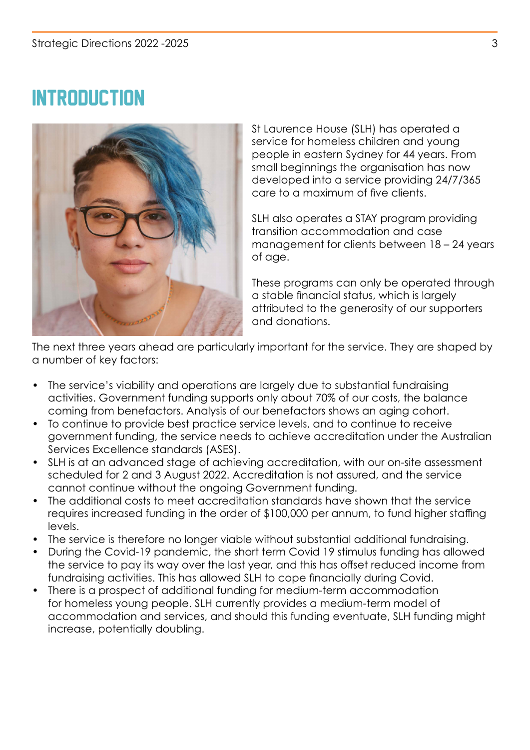# INTRODUCTION

St Laurence House (SLH) has operated a service for homeless children and young people in eastern Sydney for 44 years. From small beginnings the organisation has now developed into a service providing 24/7/365 care to a maximum of five clients.

SLH also operates a STAY program providing transition accommodation and case management for clients between 18 – 24 years of age.

These programs can only be operated through a stable financial status, which is largely attributed to the generosity of our supporters and donations.

The next three years ahead are particularly important for the service. They are shaped by a number of key factors:

- The service's viability and operations are largely due to substantial fundraising activities. Government funding supports only about 70% of our costs, the balance coming from benefactors. Analysis of our benefactors shows an aging cohort.
- To continue to provide best practice service levels, and to continue to receive government funding, the service needs to achieve accreditation under the Australian Services Excellence standards (ASES).
- SLH is at an advanced stage of achieving accreditation, with our on-site assessment scheduled for 2 and 3 August 2022. Accreditation is not assured, and the service cannot continue without the ongoing Government funding.
- The additional costs to meet accreditation standards have shown that the service requires increased funding in the order of $100,000 per annum, to fund higher staffing levels.
- The service is therefore no longer viable without substantial additional fundraising.
- During the Covid-19 pandemic, the short term Covid 19 stimulus funding has allowed the service to pay its way over the last year, and this has offset reduced income from fundraising activities. This has allowed SLH to cope financially during Covid.
- There is a prospect of additional funding for medium-term accommodation for homeless young people. SLH currently provides a medium-term model of accommodation and services, and should this funding eventuate, SLH funding might increase, potentially doubling.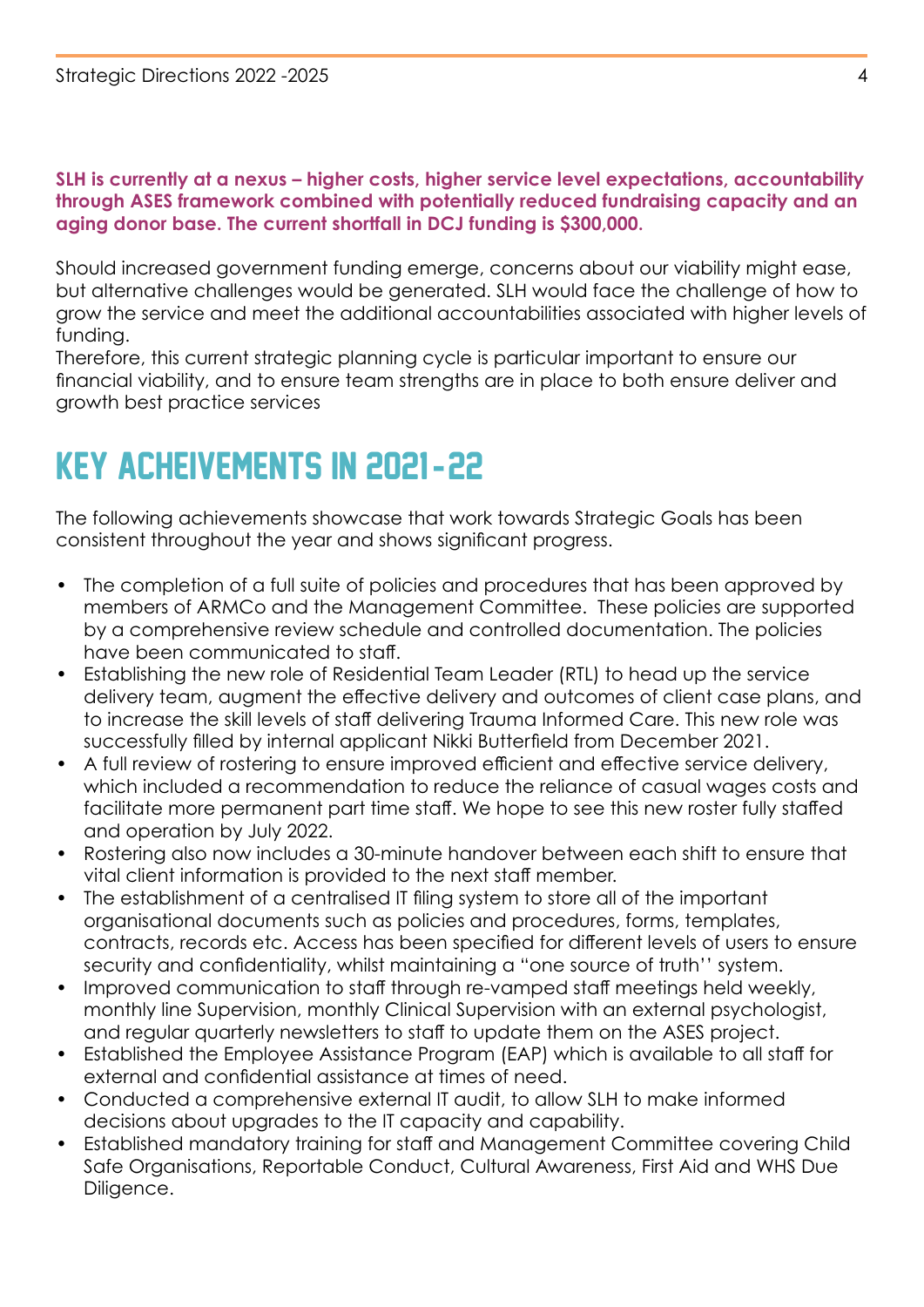**SLH is currently at a nexus – higher costs, higher service level expectations, accountability through ASES framework combined with potentially reduced fundraising capacity and an aging donor base. The current shortfall in DCJ funding is $300,000.**

Should increased government funding emerge, concerns about our viability might ease, but alternative challenges would be generated. SLH would face the challenge of how to grow the service and meet the additional accountabilities associated with higher levels of funding.
Therefore, this current strategic planning cycle is particular important to ensure our financial viability, and to ensure team strengths are in place to both ensure deliver and growth best practice services

# KEY ACHEIVEMENTS IN 2021-22

The following achievements showcase that work towards Strategic Goals has been consistent throughout the year and shows significant progress.

- The completion of a full suite of policies and procedures that has been approved by members of ARMCo and the Management Committee. These policies are supported by a comprehensive review schedule and controlled documentation. The policies have been communicated to staff.
- Establishing the new role of Residential Team Leader (RTL) to head up the service delivery team, augment the effective delivery and outcomes of client case plans, and to increase the skill levels of staff delivering Trauma Informed Care. This new role was successfully filled by internal applicant Nikki Butterfield from December 2021.
- A full review of rostering to ensure improved efficient and effective service delivery, which included a recommendation to reduce the reliance of casual wages costs and facilitate more permanent part time staff. We hope to see this new roster fully staffed and operation by July 2022.
- Rostering also now includes a 30-minute handover between each shift to ensure that vital client information is provided to the next staff member.
- The establishment of a centralised IT filing system to store all of the important organisational documents such as policies and procedures, forms, templates, contracts, records etc. Access has been specified for different levels of users to ensure security and confidentiality, whilst maintaining a "one source of truth'' system.
- Improved communication to staff through re-vamped staff meetings held weekly, monthly line Supervision, monthly Clinical Supervision with an external psychologist, and regular quarterly newsletters to staff to update them on the ASES project.
- Established the Employee Assistance Program (EAP) which is available to all staff for external and confidential assistance at times of need.
- Conducted a comprehensive external IT audit, to allow SLH to make informed decisions about upgrades to the IT capacity and capability.
- Established mandatory training for staff and Management Committee covering Child Safe Organisations, Reportable Conduct, Cultural Awareness, First Aid and WHS Due Diligence.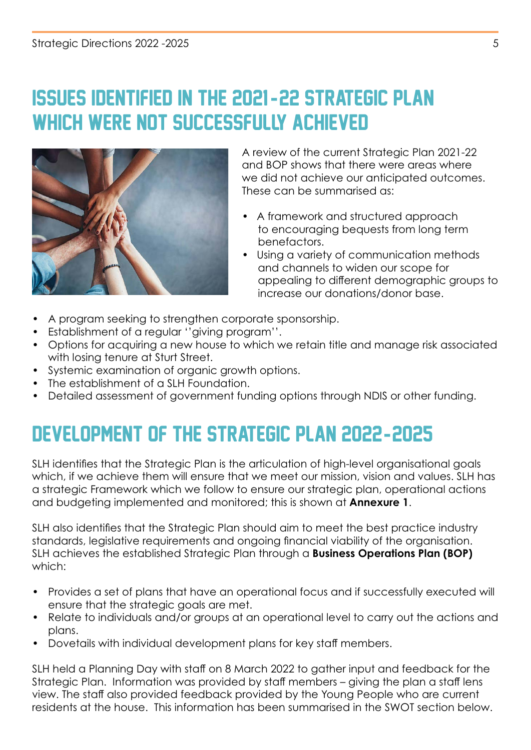# ISSUES IDENTIFIED IN THE 2021-22 STRATEGIC PLAN WHICH WERE NOT SUCCESSFULLY ACHIEVED

A review of the current Strategic Plan 2021-22 and BOP shows that there were areas where we did not achieve our anticipated outcomes. These can be summarised as:

- A framework and structured approach to encouraging bequests from long term benefactors.
- Using a variety of communication methods and channels to widen our scope for appealing to different demographic groups to increase our donations/donor base.
- A program seeking to strengthen corporate sponsorship.
- Establishment of a regular ''giving program''.
- Options for acquiring a new house to which we retain title and manage risk associated with losing tenure at Sturt Street.
- Systemic examination of organic growth options.
- The establishment of a SLH Foundation.
- Detailed assessment of government funding options through NDIS or other funding.

# DEVELOPMENT OF THE STRATEGIC PLAN 2022-2025

SLH identifies that the Strategic Plan is the articulation of high-level organisational goals which, if we achieve them will ensure that we meet our mission, vision and values. SLH has a strategic Framework which we follow to ensure our strategic plan, operational actions and budgeting implemented and monitored; this is shown at **Annexure 1**.

SLH also identifies that the Strategic Plan should aim to meet the best practice industry standards, legislative requirements and ongoing financial viability of the organisation. SLH achieves the established Strategic Plan through a **Business Operations Plan (BOP)** which:

- Provides a set of plans that have an operational focus and if successfully executed will ensure that the strategic goals are met.
- Relate to individuals and/or groups at an operational level to carry out the actions and plans.
- Dovetails with individual development plans for key staff members.

SLH held a Planning Day with staff on 8 March 2022 to gather input and feedback for the Strategic Plan. Information was provided by staff members – giving the plan a staff lens view. The staff also provided feedback provided by the Young People who are current residents at the house. This information has been summarised in the SWOT section below.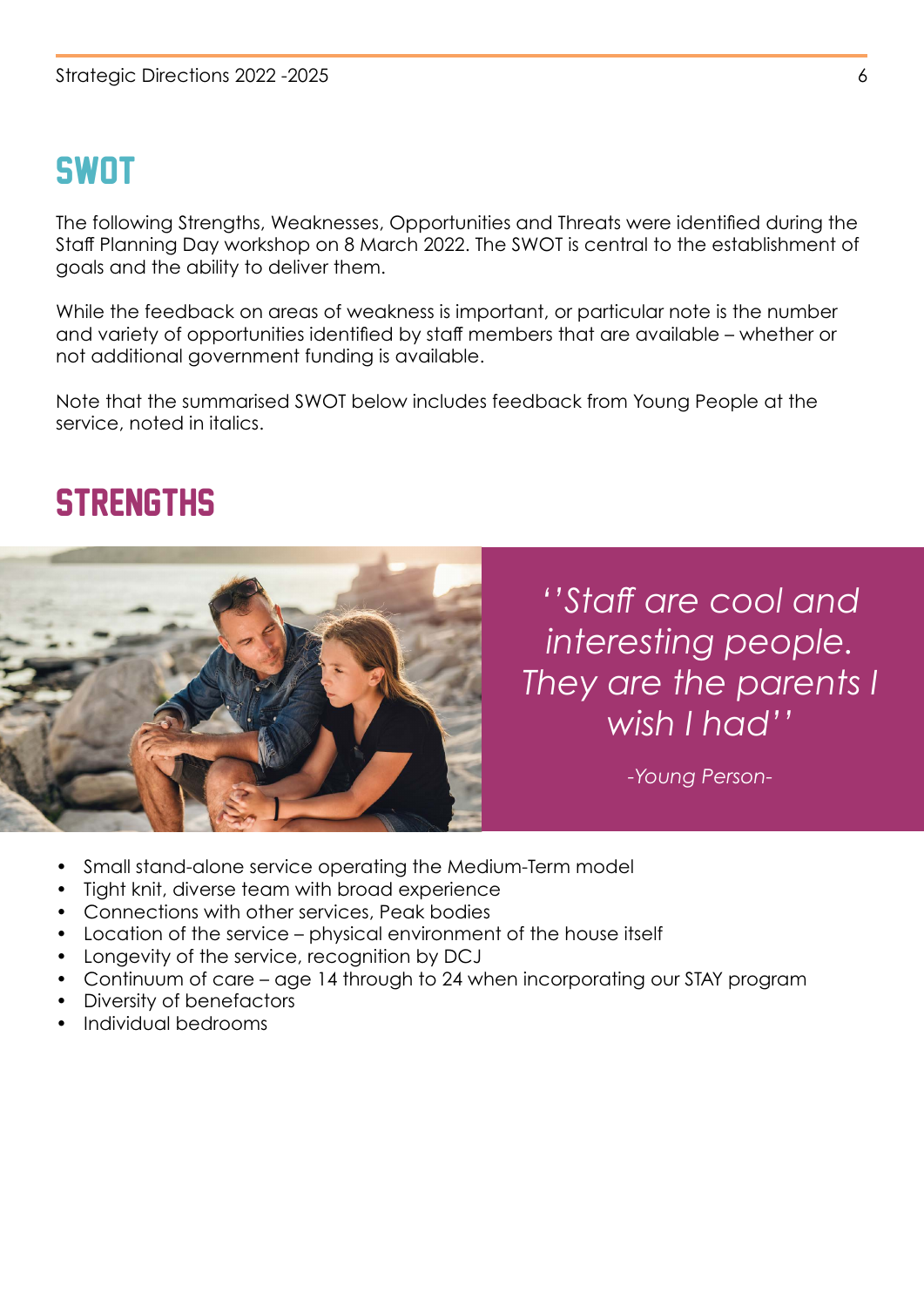# SWOT

The following Strengths, Weaknesses, Opportunities and Threats were identified during the Staff Planning Day workshop on 8 March 2022. The SWOT is central to the establishment of goals and the ability to deliver them.

While the feedback on areas of weakness is important, or particular note is the number and variety of opportunities identified by staff members that are available – whether or not additional government funding is available.

Note that the summarised SWOT below includes feedback from Young People at the service, noted in italics.

## STRENGTHS

*''Staff are cool and interesting people. They are the parents I wish I had''*

*-Young Person-*

- Small stand-alone service operating the Medium-Term model
- Tight knit, diverse team with broad experience
- Connections with other services, Peak bodies
- Location of the service – physical environment of the house itself
- Longevity of the service, recognition by DCJ
- Continuum of care – age 14 through to 24 when incorporating our STAY program
- Diversity of benefactors
- Individual bedrooms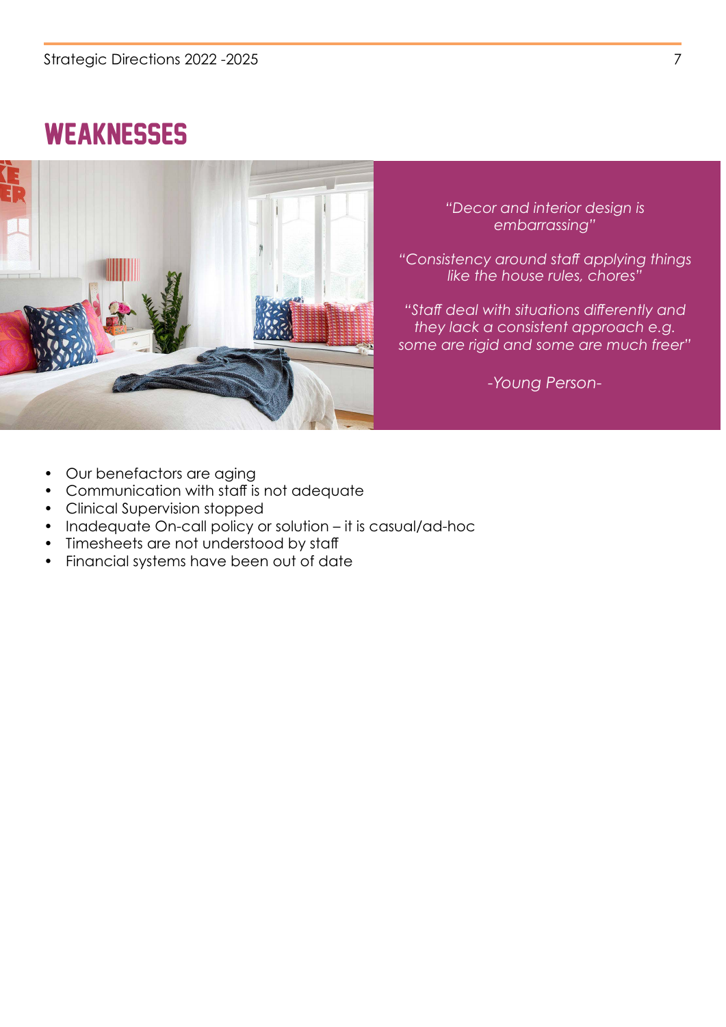# WEAKNESSES

*"Decor and interior design is embarrassing"*

*"Consistency around staff applying things like the house rules, chores"*

*"Staff deal with situations differently and they lack a consistent approach e.g. some are rigid and some are much freer"*

*-Young Person-*

- Our benefactors are aging
- Communication with staff is not adequate
- Clinical Supervision stopped
- Inadequate On-call policy or solution – it is casual/ad-hoc
- Timesheets are not understood by staff
- Financial systems have been out of date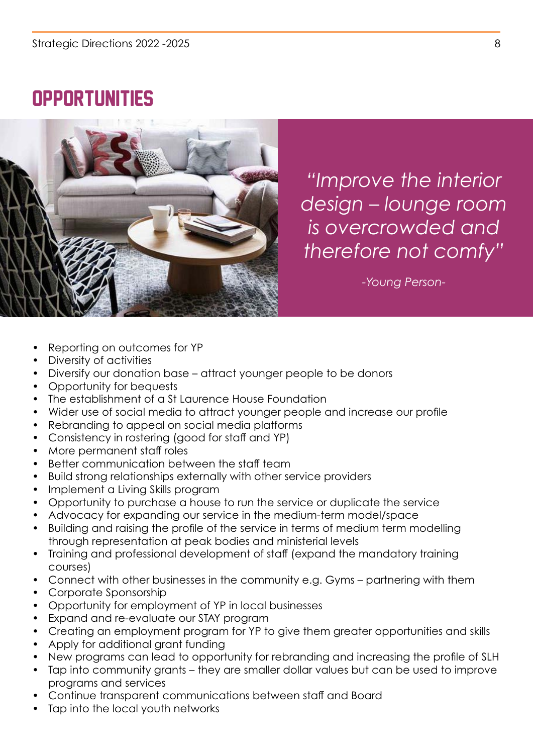# OPPORTUNITIES

*"Improve the interior design – lounge room is overcrowded and therefore not comfy"*

*-Young Person-*

- Reporting on outcomes for YP
- Diversity of activities
- Diversify our donation base – attract younger people to be donors
- Opportunity for bequests
- The establishment of a St Laurence House Foundation
- Wider use of social media to attract younger people and increase our profile
- Rebranding to appeal on social media platforms
- Consistency in rostering (good for staff and YP)
- More permanent staff roles
- Better communication between the staff team
- Build strong relationships externally with other service providers
- Implement a Living Skills program
- Opportunity to purchase a house to run the service or duplicate the service
- Advocacy for expanding our service in the medium-term model/space
- Building and raising the profile of the service in terms of medium term modelling through representation at peak bodies and ministerial levels
- Training and professional development of staff (expand the mandatory training courses)
- Connect with other businesses in the community e.g. Gyms – partnering with them
- Corporate Sponsorship
- Opportunity for employment of YP in local businesses
- Expand and re-evaluate our STAY program
- Creating an employment program for YP to give them greater opportunities and skills
- Apply for additional grant funding
- New programs can lead to opportunity for rebranding and increasing the profile of SLH
- Tap into community grants – they are smaller dollar values but can be used to improve programs and services
- Continue transparent communications between staff and Board
- Tap into the local youth networks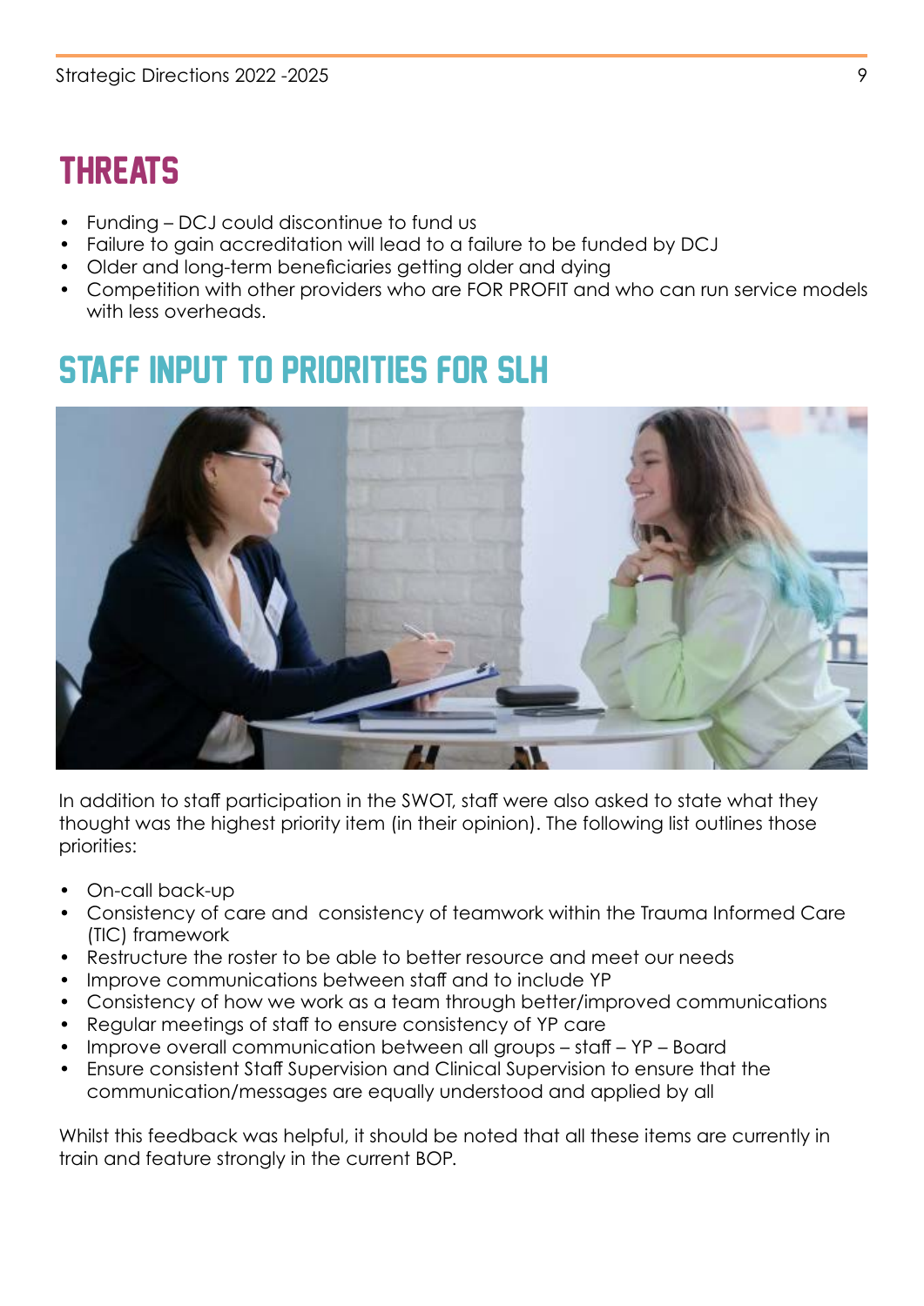## THREATS

- Funding – DCJ could discontinue to fund us
- Failure to gain accreditation will lead to a failure to be funded by DCJ
- Older and long-term beneficiaries getting older and dying
- Competition with other providers who are FOR PROFIT and who can run service models with less overheads.

## STAFF INPUT TO PRIORITIES FOR SLH

In addition to staff participation in the SWOT, staff were also asked to state what they thought was the highest priority item (in their opinion). The following list outlines those priorities:

- On-call back-up
- Consistency of care and consistency of teamwork within the Trauma Informed Care (TIC) framework
- Restructure the roster to be able to better resource and meet our needs
- Improve communications between staff and to include YP
- Consistency of how we work as a team through better/improved communications
- Regular meetings of staff to ensure consistency of YP care
- Improve overall communication between all groups – staff – YP – Board
- Ensure consistent Staff Supervision and Clinical Supervision to ensure that the communication/messages are equally understood and applied by all

Whilst this feedback was helpful, it should be noted that all these items are currently in train and feature strongly in the current BOP.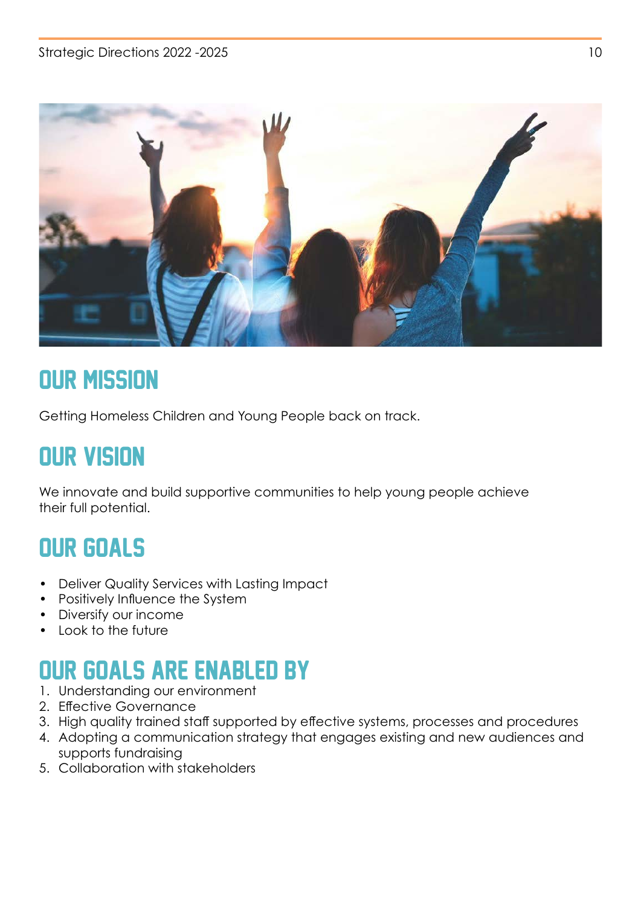## OUR MISSION

Getting Homeless Children and Young People back on track.

## OUR VISION

We innovate and build supportive communities to help young people achieve their full potential.

## OUR GOALS

- Deliver Quality Services with Lasting Impact
- Positively Influence the System
- Diversify our income
- Look to the future

## OUR GOALS ARE ENABLED BY

1. Understanding our environment
2. Effective Governance
3. High quality trained staff supported by effective systems, processes and procedures
4. Adopting a communication strategy that engages existing and new audiences and supports fundraising
5. Collaboration with stakeholders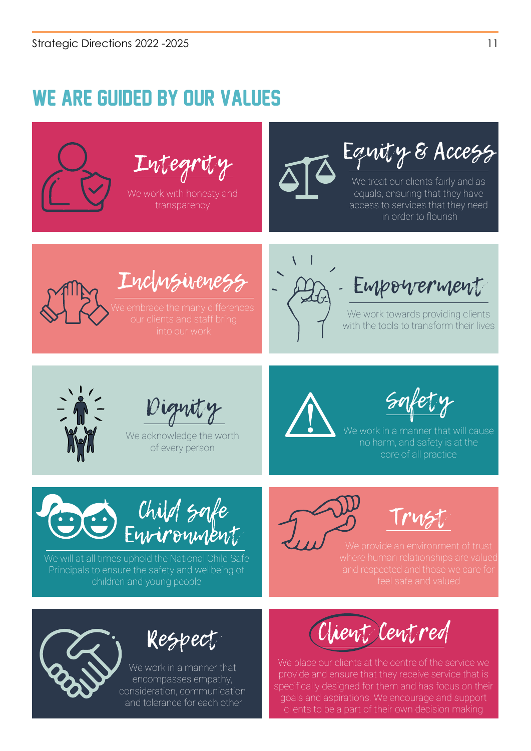# WE ARE GUIDED BY OUR VALUES

## Integrity

We work with honesty and transparency

## Equity & Access

We treat our clients fairly and as equals, ensuring that they have access to services that they need in order to flourish

## Inclusiveness

We embrace the many differences our clients and staff bring into our work

## Empowerment

We work towards providing clients with the tools to transform their lives

## Dignity

We acknowledge the worth of every person

## Safety

We work in a manner that will cause no harm, and safety is at the core of all practice

## Child safe Environment

We will at all times uphold the National Child Safe Principals to ensure the safety and wellbeing of children and young people

## Trust

We provide an environment of trust where human relationships are valued and respected and those we care for feel safe and valued

## Respect

We work in a manner that encompasses empathy, consideration, communication and tolerance for each other

## Client Centred

We place our clients at the centre of the service we provide and ensure that they receive service that is specifically designed for them and has focus on their goals and aspirations. We encourage and support clients to be a part of their own decision making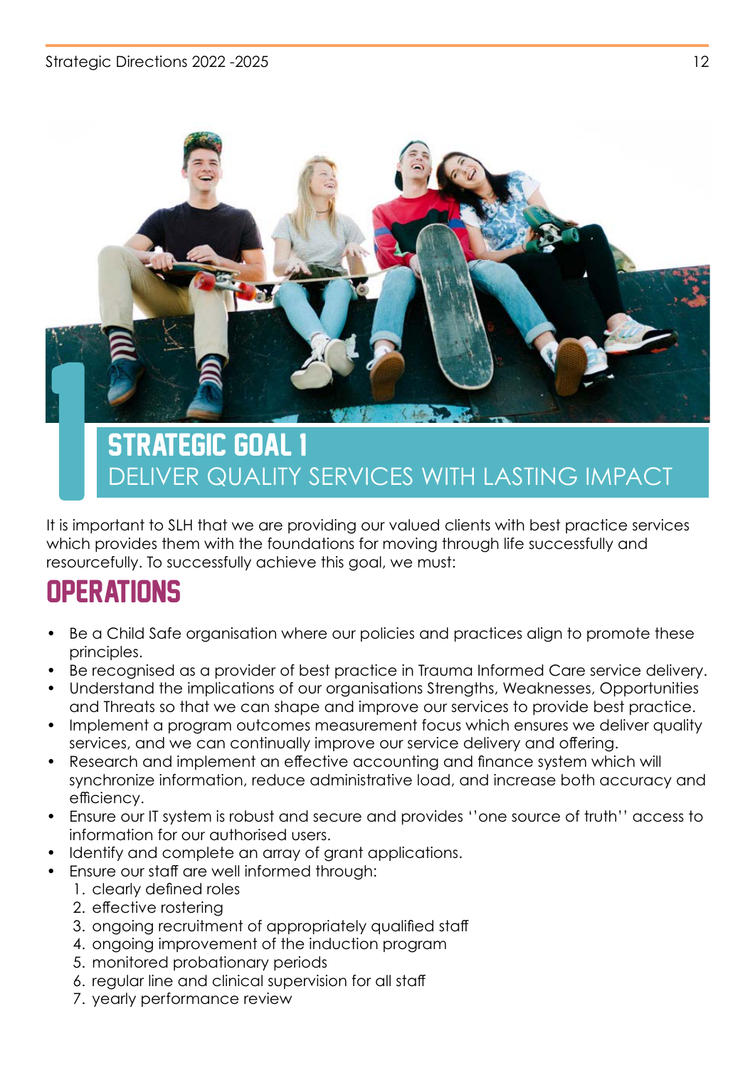# STRATEGIC GOAL 1

## DELIVER QUALITY SERVICES WITH LASTING IMPACT

It is important to SLH that we are providing our valued clients with best practice services which provides them with the foundations for moving through life successfully and resourcefully. To successfully achieve this goal, we must:

## OPERATIONS

- Be a Child Safe organisation where our policies and practices align to promote these principles.
- Be recognised as a provider of best practice in Trauma Informed Care service delivery.
- Understand the implications of our organisations Strengths, Weaknesses, Opportunities and Threats so that we can shape and improve our services to provide best practice.
- Implement a program outcomes measurement focus which ensures we deliver quality services, and we can continually improve our service delivery and offering.
- Research and implement an effective accounting and finance system which will synchronize information, reduce administrative load, and increase both accuracy and efficiency.
- Ensure our IT system is robust and secure and provides ''one source of truth'' access to information for our authorised users.
- Identify and complete an array of grant applications.
- Ensure our staff are well informed through:
  1. clearly defined roles
  2. effective rostering
  3. ongoing recruitment of appropriately qualified staff
  4. ongoing improvement of the induction program
  5. monitored probationary periods
  6. regular line and clinical supervision for all staff
  7. yearly performance review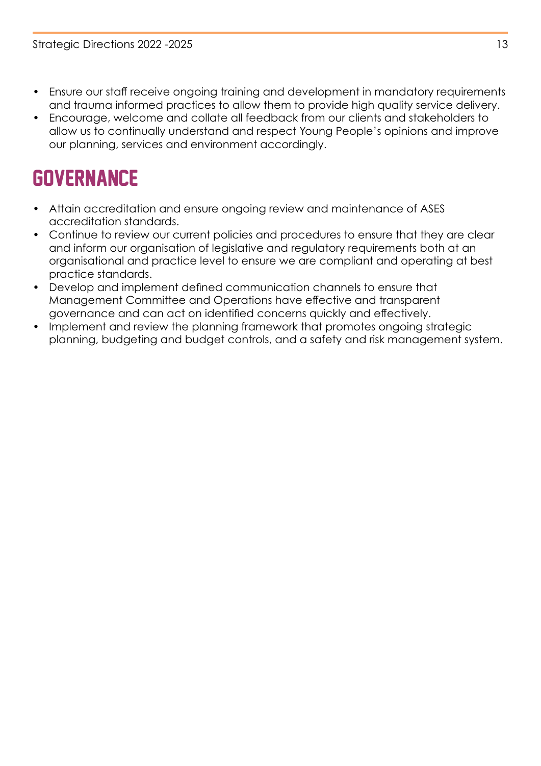- Ensure our staff receive ongoing training and development in mandatory requirements and trauma informed practices to allow them to provide high quality service delivery.
- Encourage, welcome and collate all feedback from our clients and stakeholders to allow us to continually understand and respect Young People's opinions and improve our planning, services and environment accordingly.

# GOVERNANCE

- Attain accreditation and ensure ongoing review and maintenance of ASES accreditation standards.
- Continue to review our current policies and procedures to ensure that they are clear and inform our organisation of legislative and regulatory requirements both at an organisational and practice level to ensure we are compliant and operating at best practice standards.
- Develop and implement defined communication channels to ensure that Management Committee and Operations have effective and transparent governance and can act on identified concerns quickly and effectively.
- Implement and review the planning framework that promotes ongoing strategic planning, budgeting and budget controls, and a safety and risk management system.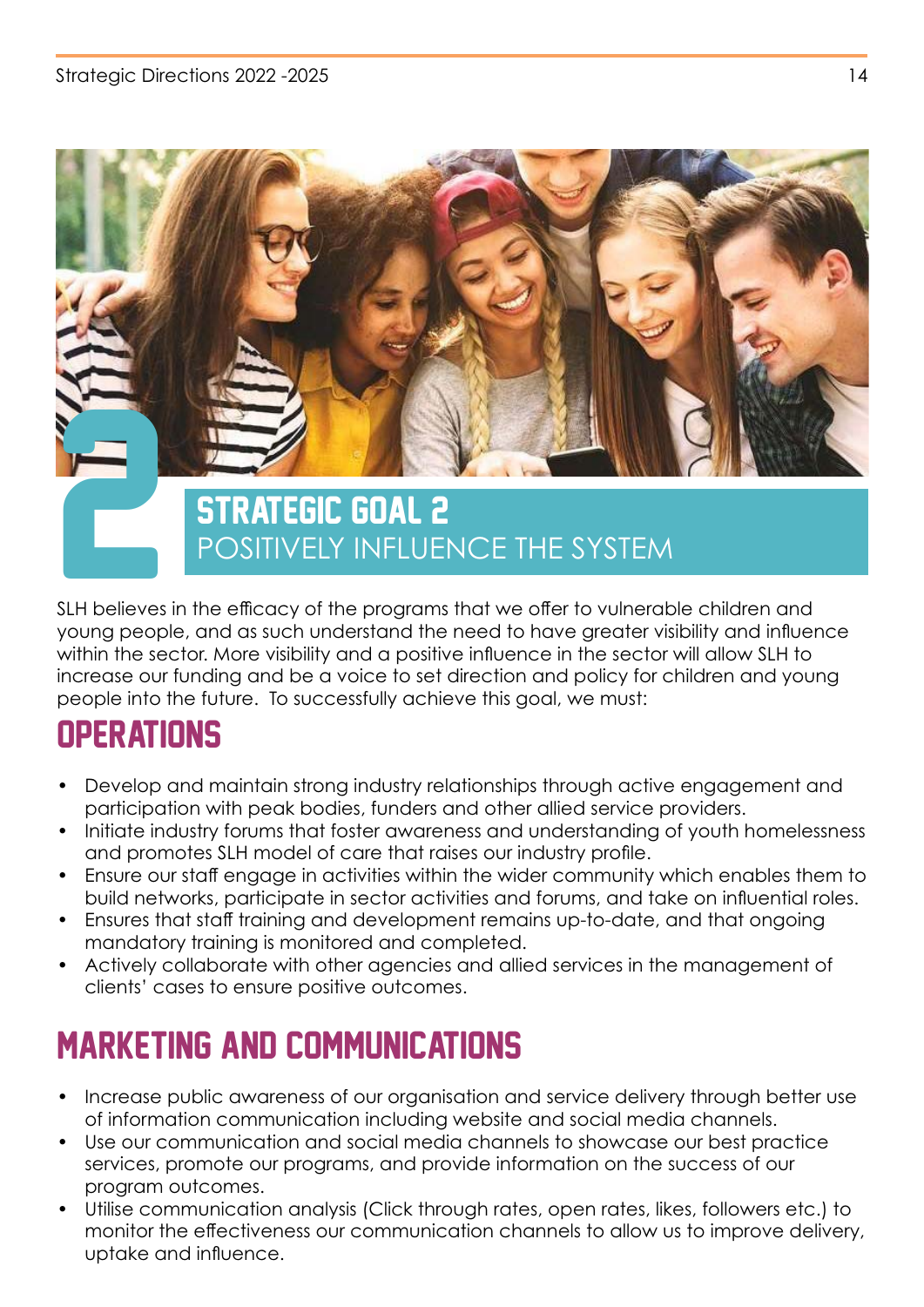# STRATEGIC GOAL 2
## POSITIVELY INFLUENCE THE SYSTEM

SLH believes in the efficacy of the programs that we offer to vulnerable children and young people, and as such understand the need to have greater visibility and influence within the sector. More visibility and a positive influence in the sector will allow SLH to increase our funding and be a voice to set direction and policy for children and young people into the future. To successfully achieve this goal, we must:

## OPERATIONS

- Develop and maintain strong industry relationships through active engagement and participation with peak bodies, funders and other allied service providers.
- Initiate industry forums that foster awareness and understanding of youth homelessness and promotes SLH model of care that raises our industry profile.
- Ensure our staff engage in activities within the wider community which enables them to build networks, participate in sector activities and forums, and take on influential roles.
- Ensures that staff training and development remains up-to-date, and that ongoing mandatory training is monitored and completed.
- Actively collaborate with other agencies and allied services in the management of clients' cases to ensure positive outcomes.

## MARKETING AND COMMUNICATIONS

- Increase public awareness of our organisation and service delivery through better use of information communication including website and social media channels.
- Use our communication and social media channels to showcase our best practice services, promote our programs, and provide information on the success of our program outcomes.
- Utilise communication analysis (Click through rates, open rates, likes, followers etc.) to monitor the effectiveness our communication channels to allow us to improve delivery, uptake and influence.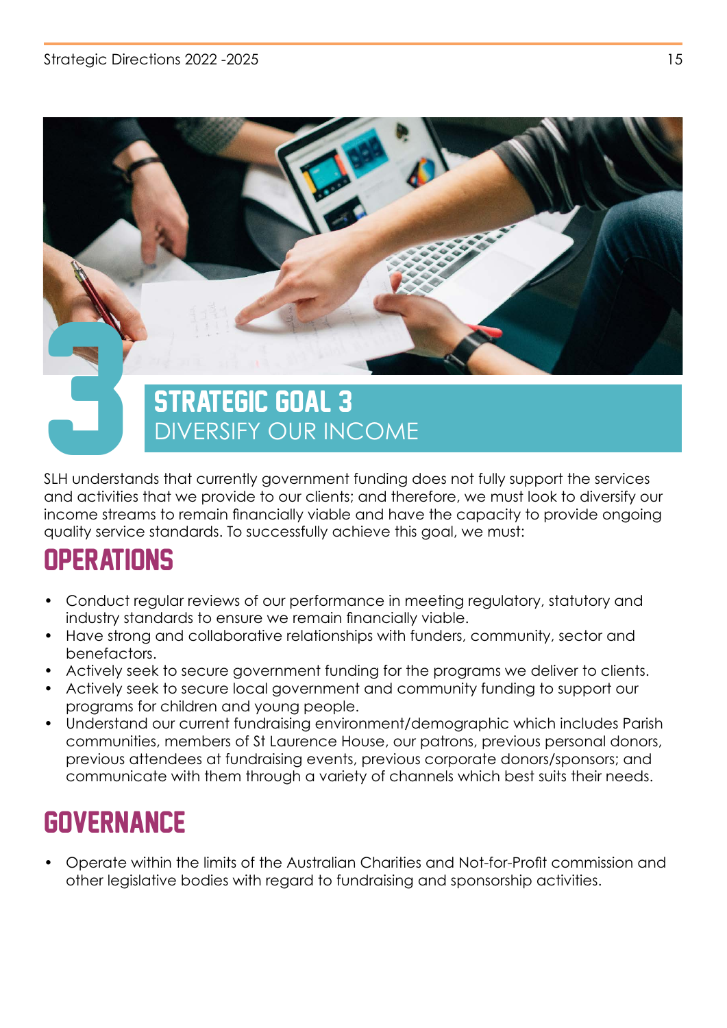# STRATEGIC GOAL 3
## DIVERSIFY OUR INCOME

SLH understands that currently government funding does not fully support the services and activities that we provide to our clients; and therefore, we must look to diversify our income streams to remain financially viable and have the capacity to provide ongoing quality service standards. To successfully achieve this goal, we must:

## OPERATIONS

- Conduct regular reviews of our performance in meeting regulatory, statutory and industry standards to ensure we remain financially viable.
- Have strong and collaborative relationships with funders, community, sector and benefactors.
- Actively seek to secure government funding for the programs we deliver to clients.
- Actively seek to secure local government and community funding to support our programs for children and young people.
- Understand our current fundraising environment/demographic which includes Parish communities, members of St Laurence House, our patrons, previous personal donors, previous attendees at fundraising events, previous corporate donors/sponsors; and communicate with them through a variety of channels which best suits their needs.

## GOVERNANCE

- Operate within the limits of the Australian Charities and Not-for-Profit commission and other legislative bodies with regard to fundraising and sponsorship activities.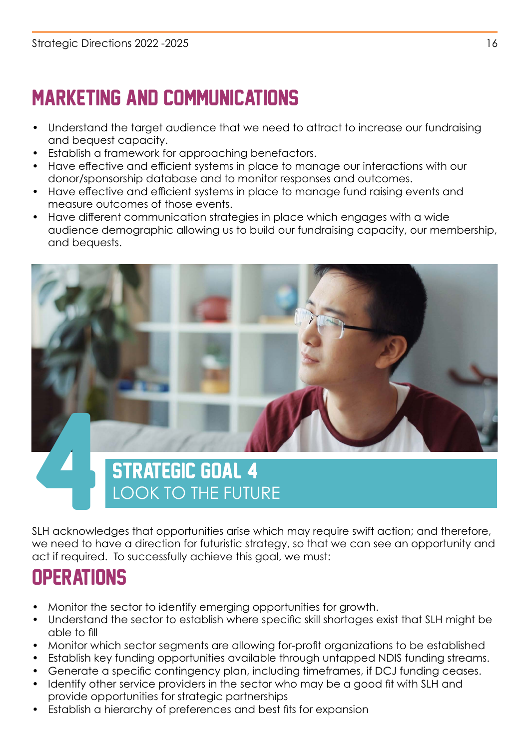## MARKETING AND COMMUNICATIONS

- Understand the target audience that we need to attract to increase our fundraising and bequest capacity.
- Establish a framework for approaching benefactors.
- Have effective and efficient systems in place to manage our interactions with our donor/sponsorship database and to monitor responses and outcomes.
- Have effective and efficient systems in place to manage fund raising events and measure outcomes of those events.
- Have different communication strategies in place which engages with a wide audience demographic allowing us to build our fundraising capacity, our membership, and bequests.

# 4 STRATEGIC GOAL 4
LOOK TO THE FUTURE

SLH acknowledges that opportunities arise which may require swift action; and therefore, we need to have a direction for futuristic strategy, so that we can see an opportunity and act if required. To successfully achieve this goal, we must:

## OPERATIONS

- Monitor the sector to identify emerging opportunities for growth.
- Understand the sector to establish where specific skill shortages exist that SLH might be able to fill
- Monitor which sector segments are allowing for-profit organizations to be established
- Establish key funding opportunities available through untapped NDIS funding streams.
- Generate a specific contingency plan, including timeframes, if DCJ funding ceases.
- Identify other service providers in the sector who may be a good fit with SLH and provide opportunities for strategic partnerships
- Establish a hierarchy of preferences and best fits for expansion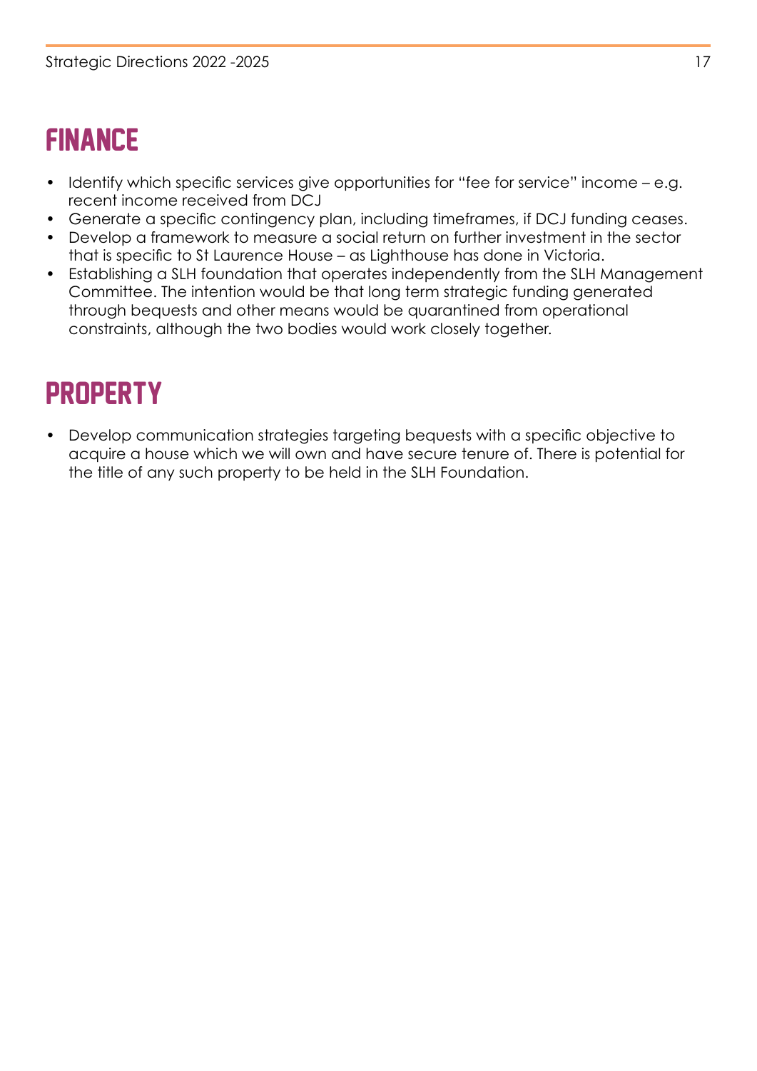# FINANCE

- Identify which specific services give opportunities for "fee for service" income – e.g. recent income received from DCJ
- Generate a specific contingency plan, including timeframes, if DCJ funding ceases.
- Develop a framework to measure a social return on further investment in the sector that is specific to St Laurence House – as Lighthouse has done in Victoria.
- Establishing a SLH foundation that operates independently from the SLH Management Committee. The intention would be that long term strategic funding generated through bequests and other means would be quarantined from operational constraints, although the two bodies would work closely together.

# PROPERTY

- Develop communication strategies targeting bequests with a specific objective to acquire a house which we will own and have secure tenure of. There is potential for the title of any such property to be held in the SLH Foundation.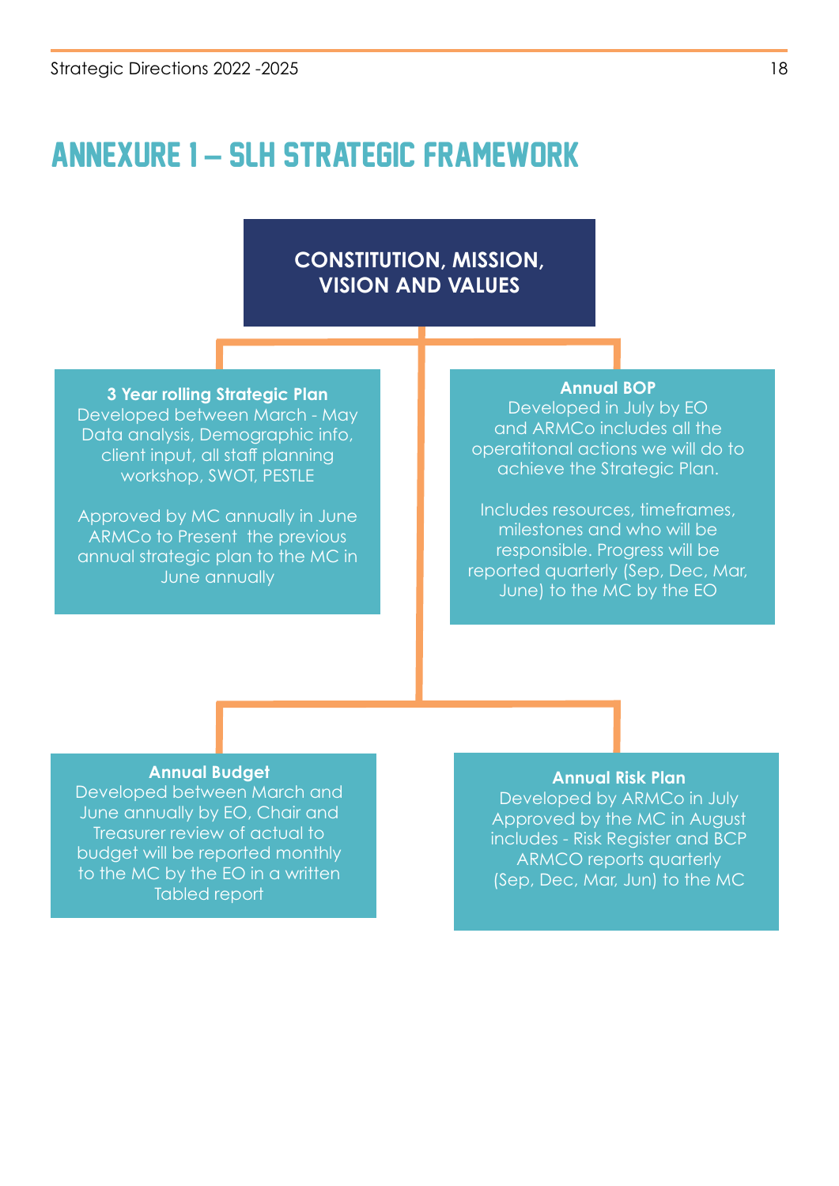# ANNEXURE 1 – SLH STRATEGIC FRAMEWORK

**CONSTITUTION, MISSION, VISION AND VALUES**

**3 Year rolling Strategic Plan**
Developed between March - May
Data analysis, Demographic info, client input, all staff planning workshop, SWOT, PESTLE

Approved by MC annually in June
ARMCo to Present the previous annual strategic plan to the MC in June annually

**Annual BOP**
Developed in July by EO and ARMCo includes all the operatitonal actions we will do to achieve the Strategic Plan.

Includes resources, timeframes, milestones and who will be responsible. Progress will be reported quarterly (Sep, Dec, Mar, June) to the MC by the EO

**Annual Budget**
Developed between March and June annually by EO, Chair and Treasurer review of actual to budget will be reported monthly to the MC by the EO in a written Tabled report

**Annual Risk Plan**
Developed by ARMCo in July
Approved by the MC in August
includes - Risk Register and BCP
ARMCO reports quarterly
(Sep, Dec, Mar, Jun) to the MC